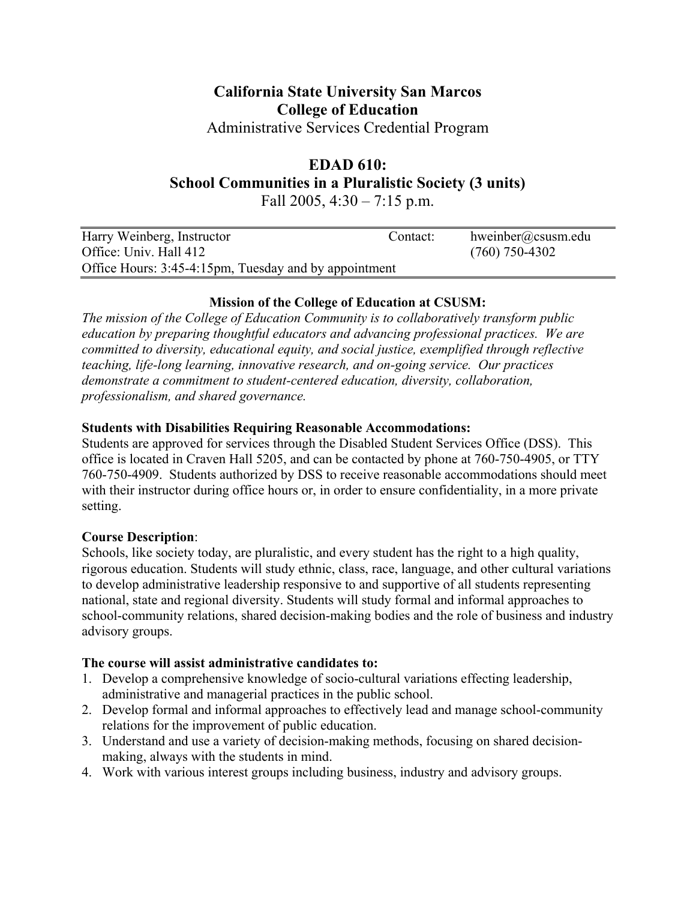# California State University San Marcos
## College of Education
Administrative Services Credential Program

## EDAD 610:
## School Communities in a Pluralistic Society (3 units)
Fall 2005, 4:30 – 7:15 p.m.

| Harry Weinberg, Instructor | Contact: | hweinber@csusm.edu |
|---|---|---|
| Office: Univ. Hall 412 | | (760) 750-4302 |
| Office Hours: 3:45-4:15pm, Tuesday and by appointment | | |

**Mission of the College of Education at CSUSM:**

*The mission of the College of Education Community is to collaboratively transform public education by preparing thoughtful educators and advancing professional practices. We are committed to diversity, educational equity, and social justice, exemplified through reflective teaching, life-long learning, innovative research, and on-going service. Our practices demonstrate a commitment to student-centered education, diversity, collaboration, professionalism, and shared governance.*

**Students with Disabilities Requiring Reasonable Accommodations:**

Students are approved for services through the Disabled Student Services Office (DSS). This office is located in Craven Hall 5205, and can be contacted by phone at 760-750-4905, or TTY 760-750-4909. Students authorized by DSS to receive reasonable accommodations should meet with their instructor during office hours or, in order to ensure confidentiality, in a more private setting.

**Course Description**:

Schools, like society today, are pluralistic, and every student has the right to a high quality, rigorous education. Students will study ethnic, class, race, language, and other cultural variations to develop administrative leadership responsive to and supportive of all students representing national, state and regional diversity. Students will study formal and informal approaches to school-community relations, shared decision-making bodies and the role of business and industry advisory groups.

**The course will assist administrative candidates to:**

1. Develop a comprehensive knowledge of socio-cultural variations effecting leadership, administrative and managerial practices in the public school.
2. Develop formal and informal approaches to effectively lead and manage school-community relations for the improvement of public education.
3. Understand and use a variety of decision-making methods, focusing on shared decision-making, always with the students in mind.
4. Work with various interest groups including business, industry and advisory groups.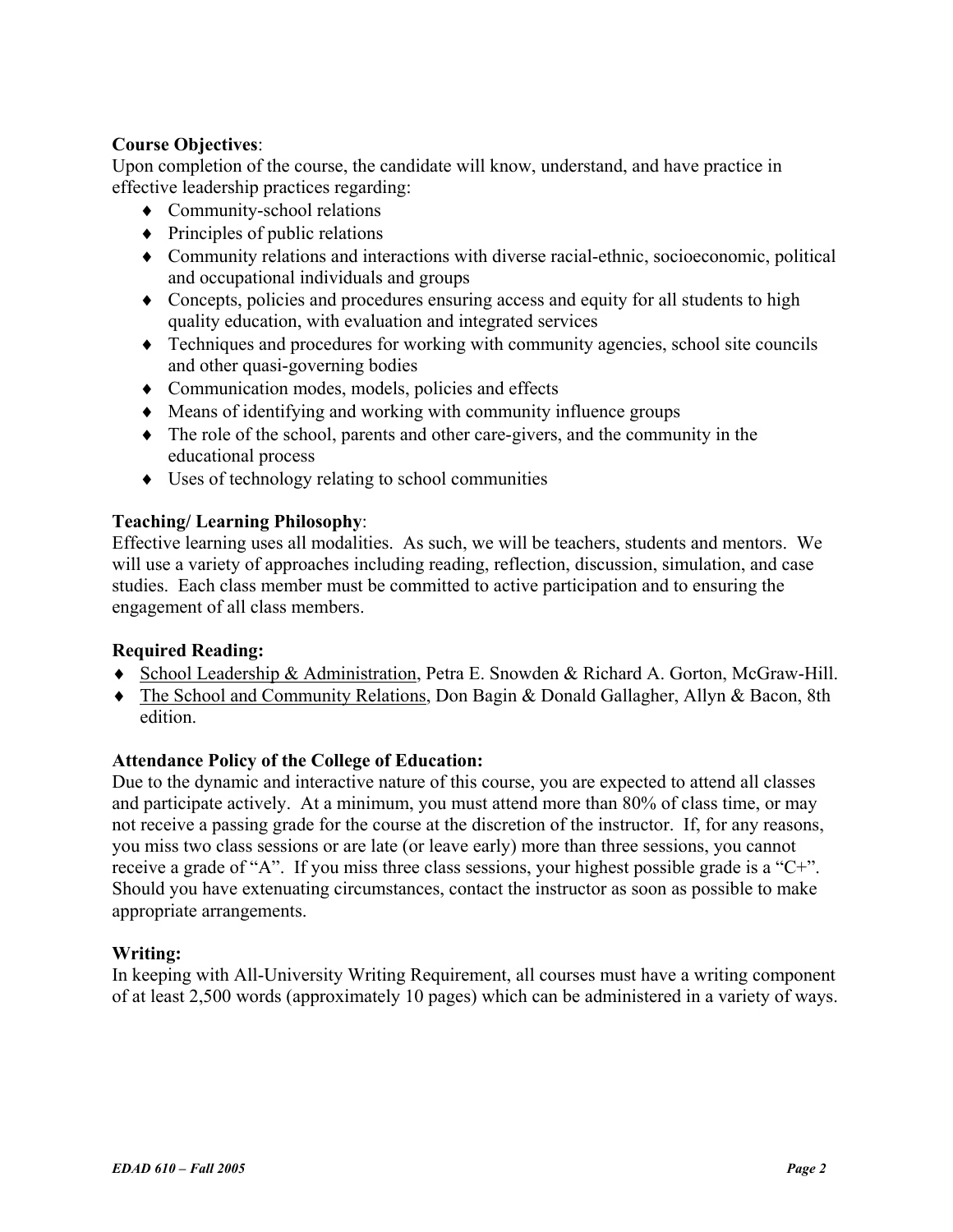**Course Objectives**:

Upon completion of the course, the candidate will know, understand, and have practice in effective leadership practices regarding:

- Community-school relations
- Principles of public relations
- Community relations and interactions with diverse racial-ethnic, socioeconomic, political and occupational individuals and groups
- Concepts, policies and procedures ensuring access and equity for all students to high quality education, with evaluation and integrated services
- Techniques and procedures for working with community agencies, school site councils and other quasi-governing bodies
- Communication modes, models, policies and effects
- Means of identifying and working with community influence groups
- The role of the school, parents and other care-givers, and the community in the educational process
- Uses of technology relating to school communities

**Teaching/ Learning Philosophy**:

Effective learning uses all modalities. As such, we will be teachers, students and mentors. We will use a variety of approaches including reading, reflection, discussion, simulation, and case studies. Each class member must be committed to active participation and to ensuring the engagement of all class members.

**Required Reading:**

- School Leadership & Administration, Petra E. Snowden & Richard A. Gorton, McGraw-Hill.
- The School and Community Relations, Don Bagin & Donald Gallagher, Allyn & Bacon, 8th edition.

**Attendance Policy of the College of Education:**

Due to the dynamic and interactive nature of this course, you are expected to attend all classes and participate actively. At a minimum, you must attend more than 80% of class time, or may not receive a passing grade for the course at the discretion of the instructor. If, for any reasons, you miss two class sessions or are late (or leave early) more than three sessions, you cannot receive a grade of "A". If you miss three class sessions, your highest possible grade is a "C+". Should you have extenuating circumstances, contact the instructor as soon as possible to make appropriate arrangements.

**Writing:**

In keeping with All-University Writing Requirement, all courses must have a writing component of at least 2,500 words (approximately 10 pages) which can be administered in a variety of ways.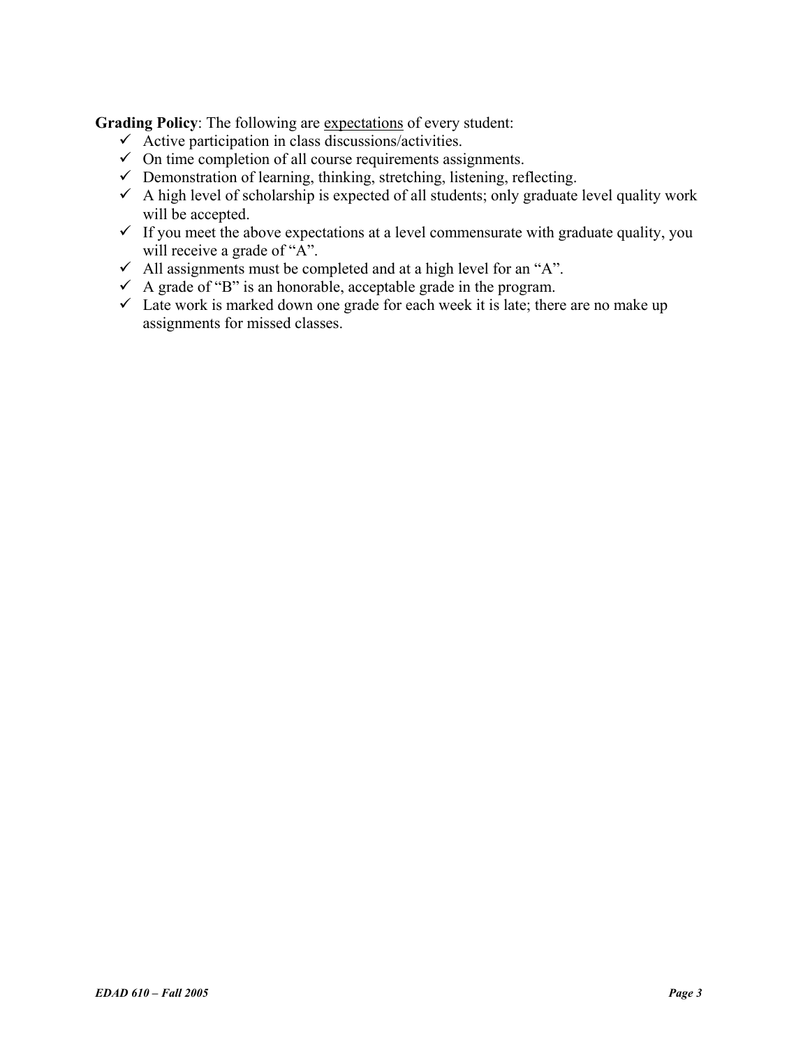**Grading Policy**: The following are <u>expectations</u> of every student:

- ✓ Active participation in class discussions/activities.
- ✓ On time completion of all course requirements assignments.
- ✓ Demonstration of learning, thinking, stretching, listening, reflecting.
- ✓ A high level of scholarship is expected of all students; only graduate level quality work will be accepted.
- ✓ If you meet the above expectations at a level commensurate with graduate quality, you will receive a grade of "A".
- ✓ All assignments must be completed and at a high level for an "A".
- ✓ A grade of "B" is an honorable, acceptable grade in the program.
- ✓ Late work is marked down one grade for each week it is late; there are no make up assignments for missed classes.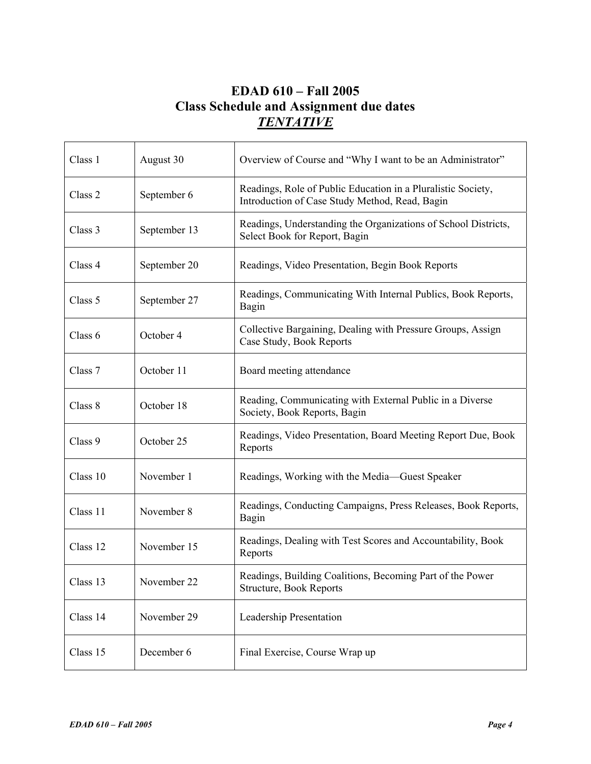# EDAD 610 – Fall 2005
## Class Schedule and Assignment due dates
## ***TENTATIVE***

| | | |
|---|---|---|
| Class 1 | August 30 | Overview of Course and "Why I want to be an Administrator" |
| Class 2 | September 6 | Readings, Role of Public Education in a Pluralistic Society, Introduction of Case Study Method, Read, Bagin |
| Class 3 | September 13 | Readings, Understanding the Organizations of School Districts, Select Book for Report, Bagin |
| Class 4 | September 20 | Readings, Video Presentation, Begin Book Reports |
| Class 5 | September 27 | Readings, Communicating With Internal Publics, Book Reports, Bagin |
| Class 6 | October 4 | Collective Bargaining, Dealing with Pressure Groups, Assign Case Study, Book Reports |
| Class 7 | October 11 | Board meeting attendance |
| Class 8 | October 18 | Reading, Communicating with External Public in a Diverse Society, Book Reports, Bagin |
| Class 9 | October 25 | Readings, Video Presentation, Board Meeting Report Due, Book Reports |
| Class 10 | November 1 | Readings, Working with the Media—Guest Speaker |
| Class 11 | November 8 | Readings, Conducting Campaigns, Press Releases, Book Reports, Bagin |
| Class 12 | November 15 | Readings, Dealing with Test Scores and Accountability, Book Reports |
| Class 13 | November 22 | Readings, Building Coalitions, Becoming Part of the Power Structure, Book Reports |
| Class 14 | November 29 | Leadership Presentation |
| Class 15 | December 6 | Final Exercise, Course Wrap up |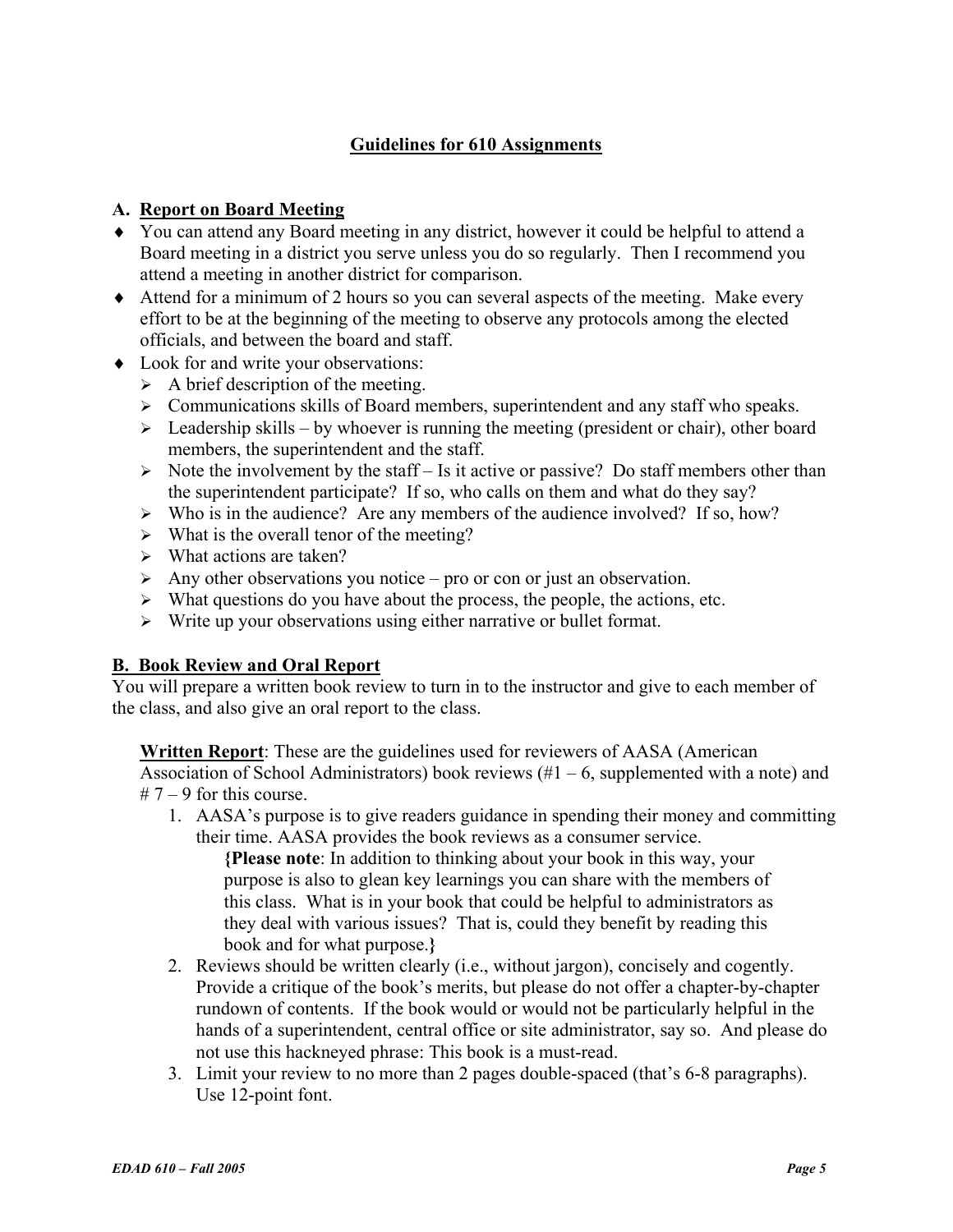## Guidelines for 610 Assignments

### A. Report on Board Meeting

- You can attend any Board meeting in any district, however it could be helpful to attend a Board meeting in a district you serve unless you do so regularly. Then I recommend you attend a meeting in another district for comparison.
- Attend for a minimum of 2 hours so you can several aspects of the meeting. Make every effort to be at the beginning of the meeting to observe any protocols among the elected officials, and between the board and staff.
- Look for and write your observations:
  - A brief description of the meeting.
  - Communications skills of Board members, superintendent and any staff who speaks.
  - Leadership skills – by whoever is running the meeting (president or chair), other board members, the superintendent and the staff.
  - Note the involvement by the staff – Is it active or passive? Do staff members other than the superintendent participate? If so, who calls on them and what do they say?
  - Who is in the audience? Are any members of the audience involved? If so, how?
  - What is the overall tenor of the meeting?
  - What actions are taken?
  - Any other observations you notice – pro or con or just an observation.
  - What questions do you have about the process, the people, the actions, etc.
  - Write up your observations using either narrative or bullet format.

### B. Book Review and Oral Report

You will prepare a written book review to turn in to the instructor and give to each member of the class, and also give an oral report to the class.

**Written Report**: These are the guidelines used for reviewers of AASA (American Association of School Administrators) book reviews (#1 – 6, supplemented with a note) and # 7 – 9 for this course.

1. AASA's purpose is to give readers guidance in spending their money and committing their time. AASA provides the book reviews as a consumer service.

   **{Please note**: In addition to thinking about your book in this way, your purpose is also to glean key learnings you can share with the members of this class. What is in your book that could be helpful to administrators as they deal with various issues? That is, could they benefit by reading this book and for what purpose.**}**

2. Reviews should be written clearly (i.e., without jargon), concisely and cogently. Provide a critique of the book's merits, but please do not offer a chapter-by-chapter rundown of contents. If the book would or would not be particularly helpful in the hands of a superintendent, central office or site administrator, say so. And please do not use this hackneyed phrase: This book is a must-read.
3. Limit your review to no more than 2 pages double-spaced (that's 6-8 paragraphs). Use 12-point font.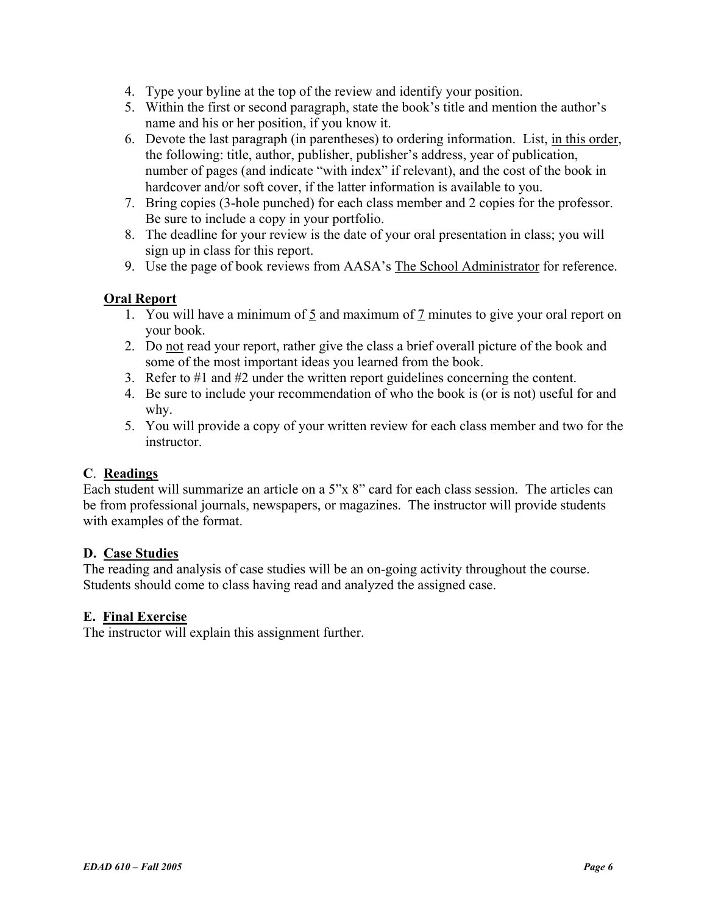4. Type your byline at the top of the review and identify your position.
5. Within the first or second paragraph, state the book's title and mention the author's name and his or her position, if you know it.
6. Devote the last paragraph (in parentheses) to ordering information. List, <u>in this order</u>, the following: title, author, publisher, publisher's address, year of publication, number of pages (and indicate "with index" if relevant), and the cost of the book in hardcover and/or soft cover, if the latter information is available to you.
7. Bring copies (3-hole punched) for each class member and 2 copies for the professor. Be sure to include a copy in your portfolio.
8. The deadline for your review is the date of your oral presentation in class; you will sign up in class for this report.
9. Use the page of book reviews from AASA's <u>The School Administrator</u> for reference.

**<u>Oral Report</u>**

1. You will have a minimum of <u>5</u> and maximum of <u>7</u> minutes to give your oral report on your book.
2. Do <u>not</u> read your report, rather give the class a brief overall picture of the book and some of the most important ideas you learned from the book.
3. Refer to #1 and #2 under the written report guidelines concerning the content.
4. Be sure to include your recommendation of who the book is (or is not) useful for and why.
5. You will provide a copy of your written review for each class member and two for the instructor.

### C. <u>Readings</u>

Each student will summarize an article on a 5"x 8" card for each class session. The articles can be from professional journals, newspapers, or magazines. The instructor will provide students with examples of the format.

### D. <u>Case Studies</u>

The reading and analysis of case studies will be an on-going activity throughout the course. Students should come to class having read and analyzed the assigned case.

### E. <u>Final Exercise</u>

The instructor will explain this assignment further.